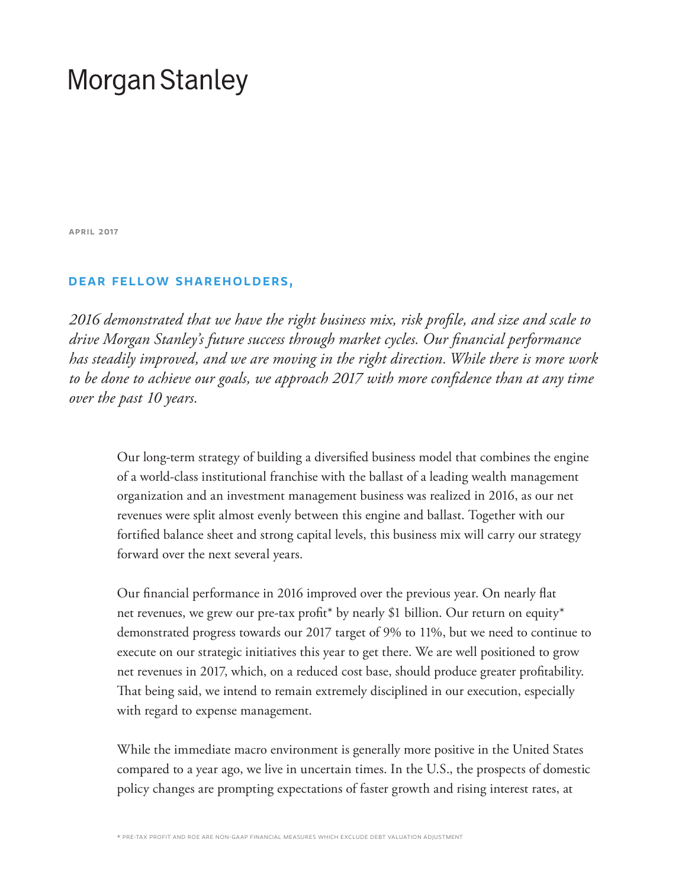# Morgan Stanley

APRIL 2017

## DEAR FELLOW SHAREHOLDERS,

*2016 demonstrated that we have the right business mix, risk profile, and size and scale to drive Morgan Stanley's future success through market cycles. Our financial performance has steadily improved, and we are moving in the right direction. While there is more work to be done to achieve our goals, we approach 2017 with more confidence than at any time over the past 10 years.*

Our long-term strategy of building a diversified business model that combines the engine of a world-class institutional franchise with the ballast of a leading wealth management organization and an investment management business was realized in 2016, as our net revenues were split almost evenly between this engine and ballast. Together with our fortified balance sheet and strong capital levels, this business mix will carry our strategy forward over the next several years.

Our financial performance in 2016 improved over the previous year. On nearly flat net revenues, we grew our pre-tax profit* by nearly $1 billion. Our return on equity* demonstrated progress towards our 2017 target of 9% to 11%, but we need to continue to execute on our strategic initiatives this year to get there. We are well positioned to grow net revenues in 2017, which, on a reduced cost base, should produce greater profitability. That being said, we intend to remain extremely disciplined in our execution, especially with regard to expense management.

While the immediate macro environment is generally more positive in the United States compared to a year ago, we live in uncertain times. In the U.S., the prospects of domestic policy changes are prompting expectations of faster growth and rising interest rates, at

\* PRE-TAX PROFIT AND ROE ARE NON-GAAP FINANCIAL MEASURES WHICH EXCLUDE DEBT VALUATION ADJUSTMENT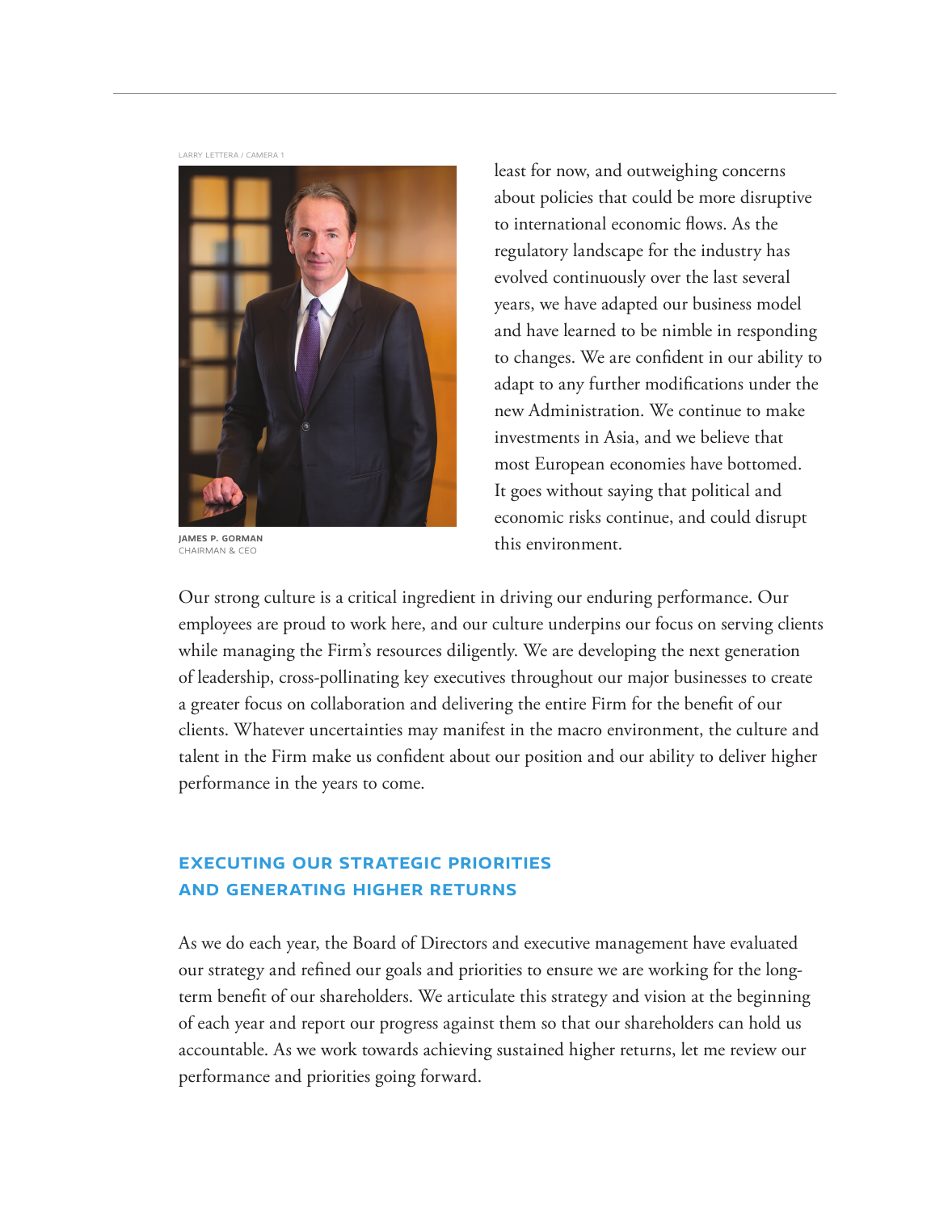LARRY LETTERA / CAMERA 1

**JAMES P. GORMAN**
CHAIRMAN & CEO

least for now, and outweighing concerns about policies that could be more disruptive to international economic flows. As the regulatory landscape for the industry has evolved continuously over the last several years, we have adapted our business model and have learned to be nimble in responding to changes. We are confident in our ability to adapt to any further modifications under the new Administration. We continue to make investments in Asia, and we believe that most European economies have bottomed. It goes without saying that political and economic risks continue, and could disrupt this environment.

Our strong culture is a critical ingredient in driving our enduring performance. Our employees are proud to work here, and our culture underpins our focus on serving clients while managing the Firm's resources diligently. We are developing the next generation of leadership, cross-pollinating key executives throughout our major businesses to create a greater focus on collaboration and delivering the entire Firm for the benefit of our clients. Whatever uncertainties may manifest in the macro environment, the culture and talent in the Firm make us confident about our position and our ability to deliver higher performance in the years to come.

## EXECUTING OUR STRATEGIC PRIORITIES AND GENERATING HIGHER RETURNS

As we do each year, the Board of Directors and executive management have evaluated our strategy and refined our goals and priorities to ensure we are working for the long-term benefit of our shareholders. We articulate this strategy and vision at the beginning of each year and report our progress against them so that our shareholders can hold us accountable. As we work towards achieving sustained higher returns, let me review our performance and priorities going forward.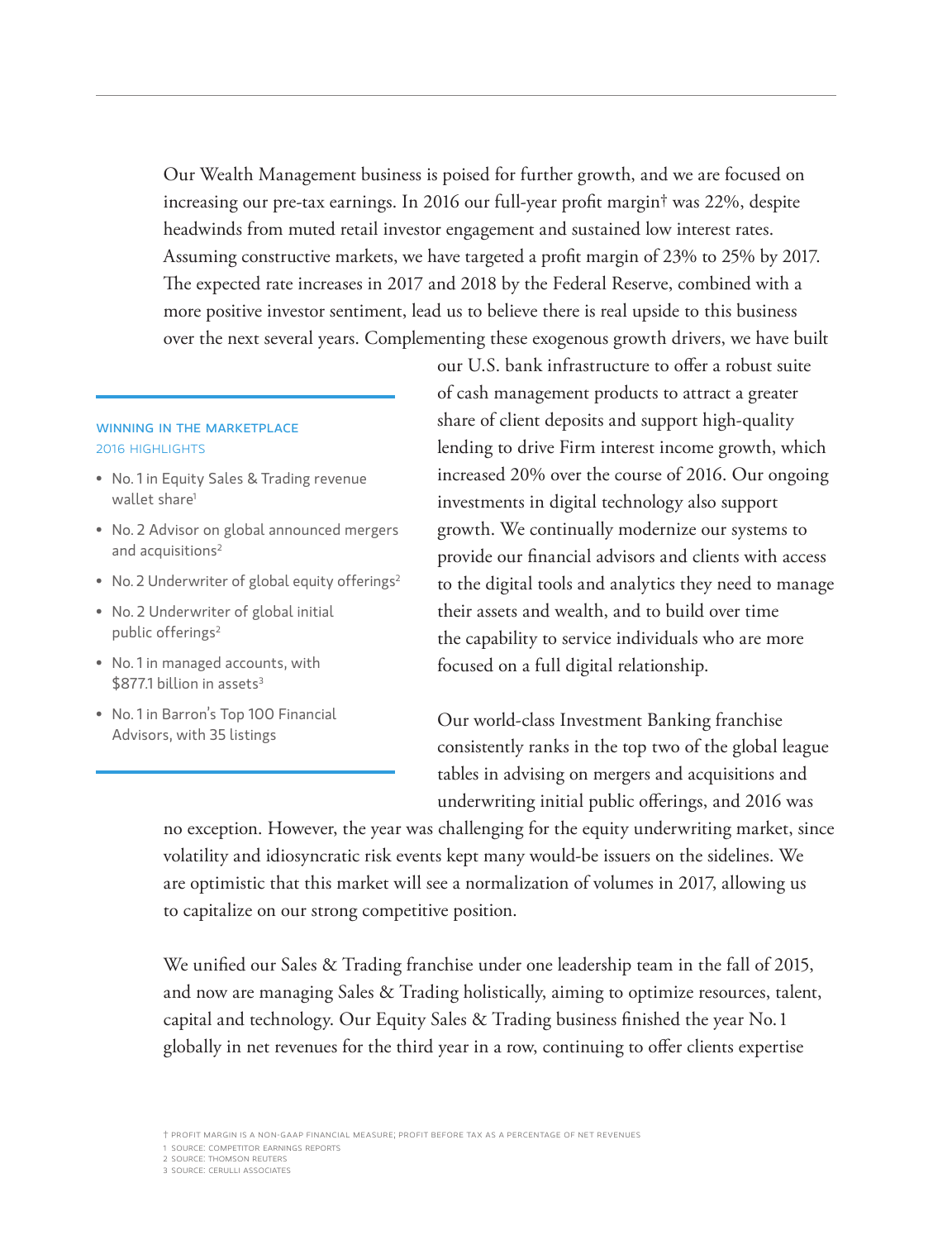Our Wealth Management business is poised for further growth, and we are focused on increasing our pre-tax earnings. In 2016 our full-year profit margin† was 22%, despite headwinds from muted retail investor engagement and sustained low interest rates. Assuming constructive markets, we have targeted a profit margin of 23% to 25% by 2017. The expected rate increases in 2017 and 2018 by the Federal Reserve, combined with a more positive investor sentiment, lead us to believe there is real upside to this business over the next several years. Complementing these exogenous growth drivers, we have built our U.S. bank infrastructure to offer a robust suite of cash management products to attract a greater share of client deposits and support high-quality lending to drive Firm interest income growth, which increased 20% over the course of 2016. Our ongoing investments in digital technology also support growth. We continually modernize our systems to provide our financial advisors and clients with access to the digital tools and analytics they need to manage their assets and wealth, and to build over time the capability to service individuals who are more focused on a full digital relationship.

Our world-class Investment Banking franchise consistently ranks in the top two of the global league tables in advising on mergers and acquisitions and underwriting initial public offerings, and 2016 was no exception. However, the year was challenging for the equity underwriting market, since volatility and idiosyncratic risk events kept many would-be issuers on the sidelines. We are optimistic that this market will see a normalization of volumes in 2017, allowing us to capitalize on our strong competitive position.

We unified our Sales & Trading franchise under one leadership team in the fall of 2015, and now are managing Sales & Trading holistically, aiming to optimize resources, talent, capital and technology. Our Equity Sales & Trading business finished the year No. 1 globally in net revenues for the third year in a row, continuing to offer clients expertise

### WINNING IN THE MARKETPLACE
2016 HIGHLIGHTS

- No. 1 in Equity Sales & Trading revenue wallet share[1]
- No. 2 Advisor on global announced mergers and acquisitions[2]
- No. 2 Underwriter of global equity offerings[2]
- No. 2 Underwriter of global initial public offerings[2]
- No. 1 in managed accounts, with $877.1 billion in assets[3]
- No. 1 in Barron's Top 100 Financial Advisors, with 35 listings

† PROFIT MARGIN IS A NON-GAAP FINANCIAL MEASURE; PROFIT BEFORE TAX AS A PERCENTAGE OF NET REVENUES
1 SOURCE: COMPETITOR EARNINGS REPORTS
2 SOURCE: THOMSON REUTERS
3 SOURCE: CERULLI ASSOCIATES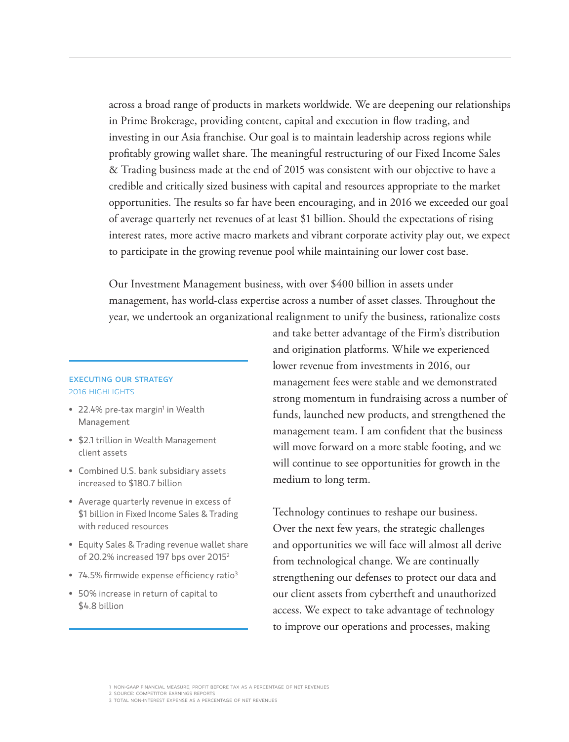across a broad range of products in markets worldwide. We are deepening our relationships in Prime Brokerage, providing content, capital and execution in flow trading, and investing in our Asia franchise. Our goal is to maintain leadership across regions while profitably growing wallet share. The meaningful restructuring of our Fixed Income Sales & Trading business made at the end of 2015 was consistent with our objective to have a credible and critically sized business with capital and resources appropriate to the market opportunities. The results so far have been encouraging, and in 2016 we exceeded our goal of average quarterly net revenues of at least $1 billion. Should the expectations of rising interest rates, more active macro markets and vibrant corporate activity play out, we expect to participate in the growing revenue pool while maintaining our lower cost base.

Our Investment Management business, with over $400 billion in assets under management, has world-class expertise across a number of asset classes. Throughout the year, we undertook an organizational realignment to unify the business, rationalize costs and take better advantage of the Firm's distribution and origination platforms. While we experienced lower revenue from investments in 2016, our management fees were stable and we demonstrated strong momentum in fundraising across a number of funds, launched new products, and strengthened the management team. I am confident that the business will move forward on a more stable footing, and we will continue to see opportunities for growth in the medium to long term.

Technology continues to reshape our business. Over the next few years, the strategic challenges and opportunities we will face will almost all derive from technological change. We are continually strengthening our defenses to protect our data and our client assets from cybertheft and unauthorized access. We expect to take advantage of technology to improve our operations and processes, making

### EXECUTING OUR STRATEGY
2016 HIGHLIGHTS

- 22.4% pre-tax margin[1] in Wealth Management
- $2.1 trillion in Wealth Management client assets
- Combined U.S. bank subsidiary assets increased to $180.7 billion
- Average quarterly revenue in excess of $1 billion in Fixed Income Sales & Trading with reduced resources
- Equity Sales & Trading revenue wallet share of 20.2% increased 197 bps over 2015[2]
- 74.5% firmwide expense efficiency ratio[3]
- 50% increase in return of capital to $4.8 billion

1 NON-GAAP FINANCIAL MEASURE; PROFIT BEFORE TAX AS A PERCENTAGE OF NET REVENUES
2 SOURCE: COMPETITOR EARNINGS REPORTS
3 TOTAL NON-INTEREST EXPENSE AS A PERCENTAGE OF NET REVENUES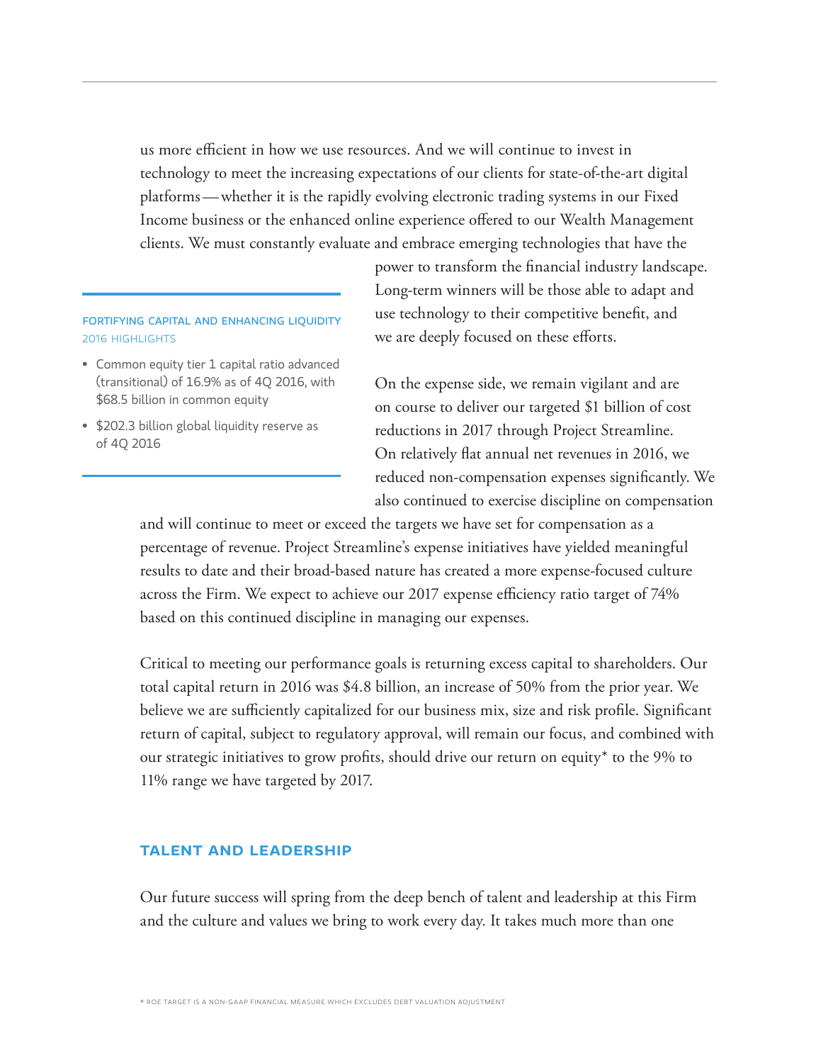us more efficient in how we use resources. And we will continue to invest in technology to meet the increasing expectations of our clients for state-of-the-art digital platforms — whether it is the rapidly evolving electronic trading systems in our Fixed Income business or the enhanced online experience offered to our Wealth Management clients. We must constantly evaluate and embrace emerging technologies that have the power to transform the financial industry landscape. Long-term winners will be those able to adapt and use technology to their competitive benefit, and we are deeply focused on these efforts.

FORTIFYING CAPITAL AND ENHANCING LIQUIDITY
2016 HIGHLIGHTS

- Common equity tier 1 capital ratio advanced (transitional) of 16.9% as of 4Q 2016, with $68.5 billion in common equity
- $202.3 billion global liquidity reserve as of 4Q 2016

On the expense side, we remain vigilant and are on course to deliver our targeted $1 billion of cost reductions in 2017 through Project Streamline. On relatively flat annual net revenues in 2016, we reduced non-compensation expenses significantly. We also continued to exercise discipline on compensation and will continue to meet or exceed the targets we have set for compensation as a percentage of revenue. Project Streamline's expense initiatives have yielded meaningful results to date and their broad-based nature has created a more expense-focused culture across the Firm. We expect to achieve our 2017 expense efficiency ratio target of 74% based on this continued discipline in managing our expenses.

Critical to meeting our performance goals is returning excess capital to shareholders. Our total capital return in 2016 was $4.8 billion, an increase of 50% from the prior year. We believe we are sufficiently capitalized for our business mix, size and risk profile. Significant return of capital, subject to regulatory approval, will remain our focus, and combined with our strategic initiatives to grow profits, should drive our return on equity* to the 9% to 11% range we have targeted by 2017.

## TALENT AND LEADERSHIP

Our future success will spring from the deep bench of talent and leadership at this Firm and the culture and values we bring to work every day. It takes much more than one

* ROE TARGET IS A NON-GAAP FINANCIAL MEASURE WHICH EXCLUDES DEBT VALUATION ADJUSTMENT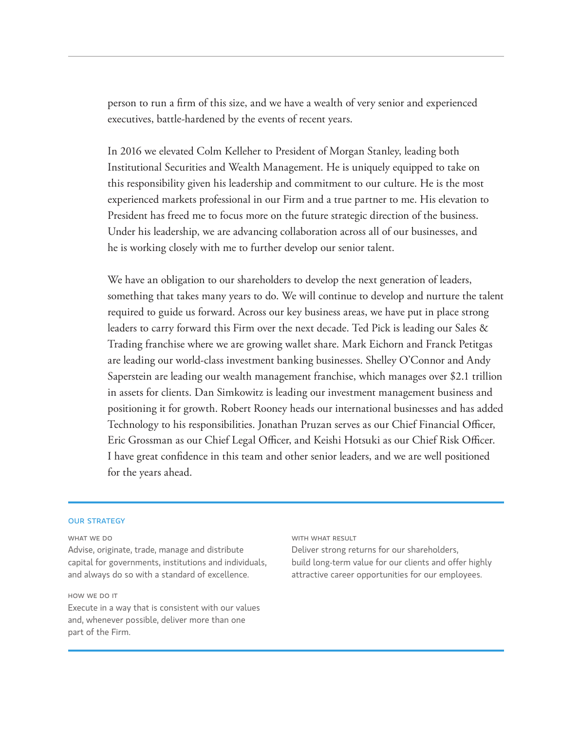person to run a firm of this size, and we have a wealth of very senior and experienced executives, battle-hardened by the events of recent years.

In 2016 we elevated Colm Kelleher to President of Morgan Stanley, leading both Institutional Securities and Wealth Management. He is uniquely equipped to take on this responsibility given his leadership and commitment to our culture. He is the most experienced markets professional in our Firm and a true partner to me. His elevation to President has freed me to focus more on the future strategic direction of the business. Under his leadership, we are advancing collaboration across all of our businesses, and he is working closely with me to further develop our senior talent.

We have an obligation to our shareholders to develop the next generation of leaders, something that takes many years to do. We will continue to develop and nurture the talent required to guide us forward. Across our key business areas, we have put in place strong leaders to carry forward this Firm over the next decade. Ted Pick is leading our Sales & Trading franchise where we are growing wallet share. Mark Eichorn and Franck Petitgas are leading our world-class investment banking businesses. Shelley O'Connor and Andy Saperstein are leading our wealth management franchise, which manages over $2.1 trillion in assets for clients. Dan Simkowitz is leading our investment management business and positioning it for growth. Robert Rooney heads our international businesses and has added Technology to his responsibilities. Jonathan Pruzan serves as our Chief Financial Officer, Eric Grossman as our Chief Legal Officer, and Keishi Hotsuki as our Chief Risk Officer. I have great confidence in this team and other senior leaders, and we are well positioned for the years ahead.

---

### OUR STRATEGY

**WHAT WE DO**
Advise, originate, trade, manage and distribute capital for governments, institutions and individuals, and always do so with a standard of excellence.

**HOW WE DO IT**
Execute in a way that is consistent with our values and, whenever possible, deliver more than one part of the Firm.

**WITH WHAT RESULT**
Deliver strong returns for our shareholders, build long-term value for our clients and offer highly attractive career opportunities for our employees.

---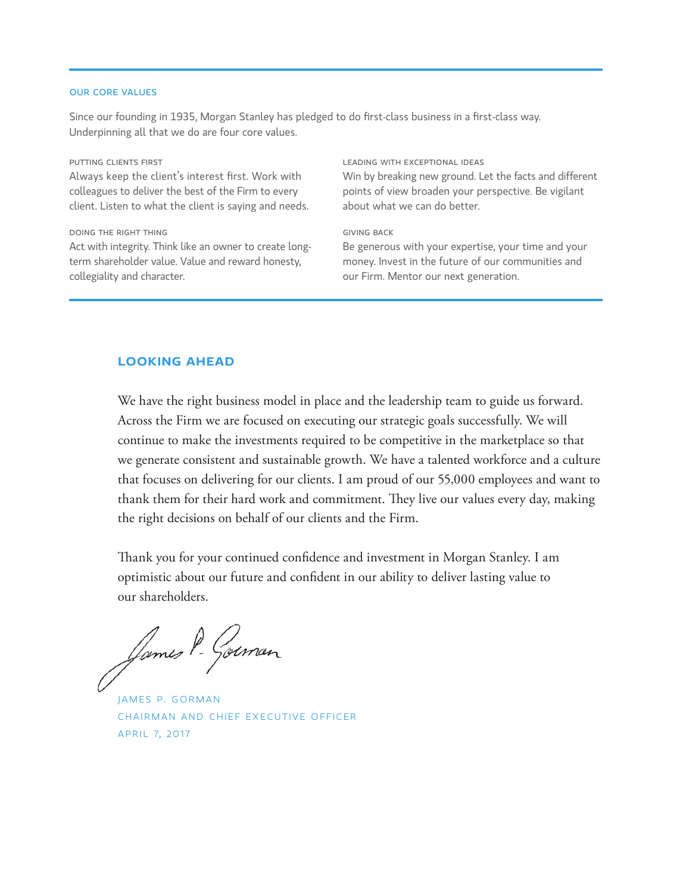## OUR CORE VALUES

Since our founding in 1935, Morgan Stanley has pledged to do first-class business in a first-class way. Underpinning all that we do are four core values.

**PUTTING CLIENTS FIRST**
Always keep the client's interest first. Work with colleagues to deliver the best of the Firm to every client. Listen to what the client is saying and needs.

**DOING THE RIGHT THING**
Act with integrity. Think like an owner to create long-term shareholder value. Value and reward honesty, collegiality and character.

**LEADING WITH EXCEPTIONAL IDEAS**
Win by breaking new ground. Let the facts and different points of view broaden your perspective. Be vigilant about what we can do better.

**GIVING BACK**
Be generous with your expertise, your time and your money. Invest in the future of our communities and our Firm. Mentor our next generation.

## LOOKING AHEAD

We have the right business model in place and the leadership team to guide us forward. Across the Firm we are focused on executing our strategic goals successfully. We will continue to make the investments required to be competitive in the marketplace so that we generate consistent and sustainable growth. We have a talented workforce and a culture that focuses on delivering for our clients. I am proud of our 55,000 employees and want to thank them for their hard work and commitment. They live our values every day, making the right decisions on behalf of our clients and the Firm.

Thank you for your continued confidence and investment in Morgan Stanley. I am optimistic about our future and confident in our ability to deliver lasting value to our shareholders.

James P. Gorman

JAMES P. GORMAN
CHAIRMAN AND CHIEF EXECUTIVE OFFICER
APRIL 7, 2017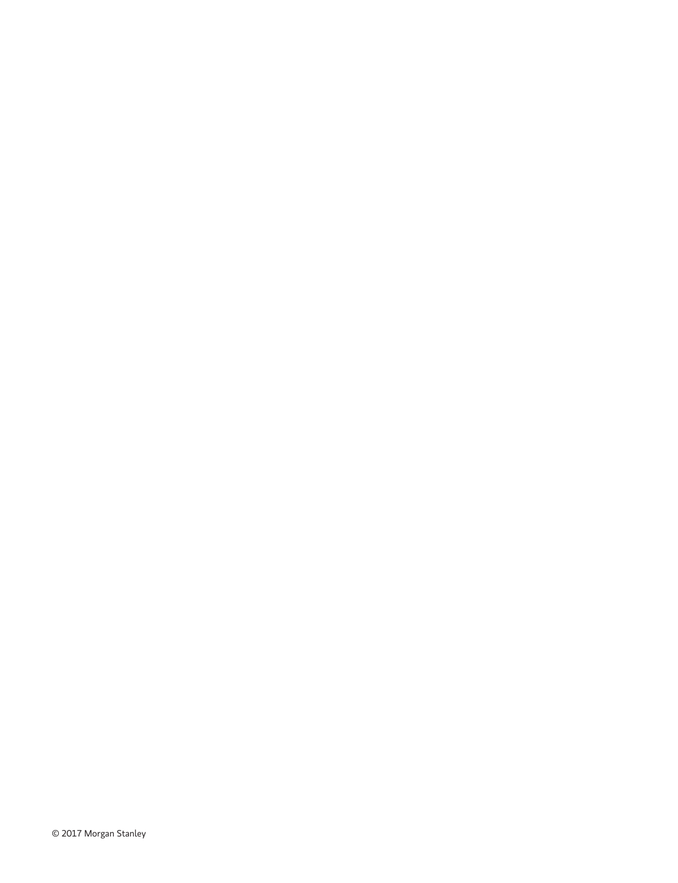© 2017 Morgan Stanley